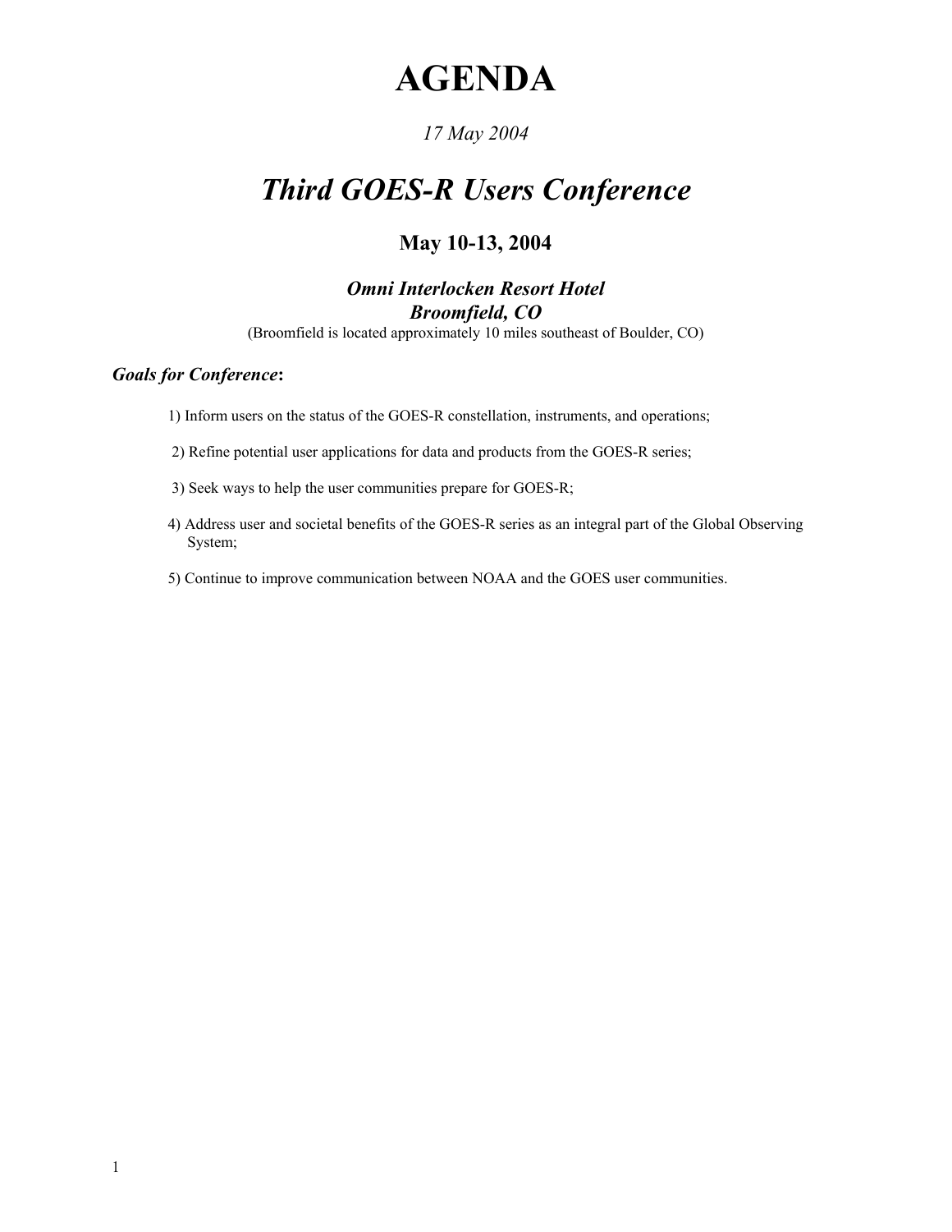# AGENDA

*17 May 2004*

# *Third GOES-R Users Conference*

## May 10-13, 2004

### *Omni Interlocken Resort Hotel*
### *Broomfield, CO*

(Broomfield is located approximately 10 miles southeast of Boulder, CO)

***Goals for Conference*:**

1) Inform users on the status of the GOES-R constellation, instruments, and operations;

2) Refine potential user applications for data and products from the GOES-R series;

3) Seek ways to help the user communities prepare for GOES-R;

4) Address user and societal benefits of the GOES-R series as an integral part of the Global Observing System;

5) Continue to improve communication between NOAA and the GOES user communities.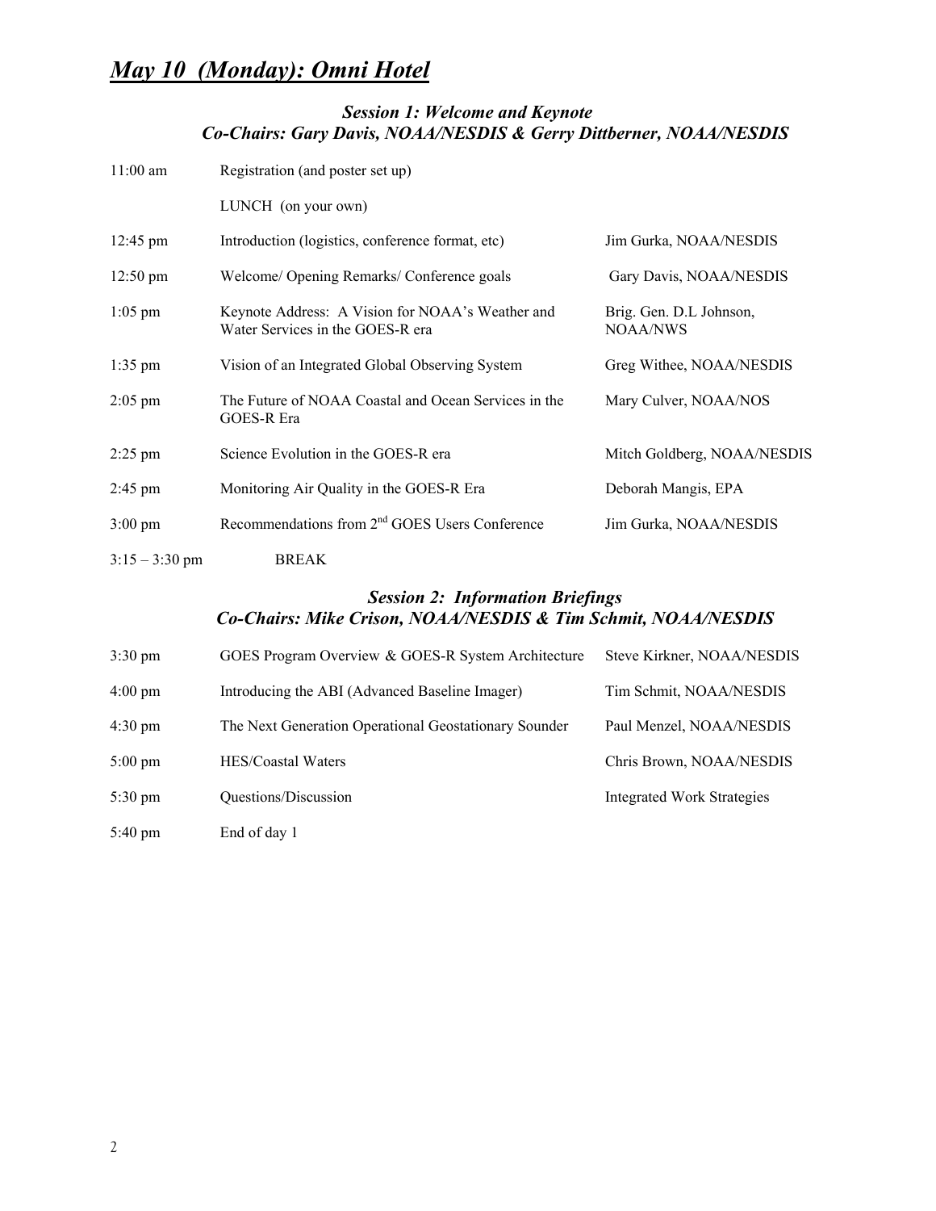# ***May 10 (Monday): Omni Hotel***

### ***Session 1: Welcome and Keynote***
### ***Co-Chairs: Gary Davis, NOAA/NESDIS & Gerry Dittberner, NOAA/NESDIS***

| | | |
|---|---|---|
| 11:00 am | Registration (and poster set up) | |
| | LUNCH (on your own) | |
| 12:45 pm | Introduction (logistics, conference format, etc) | Jim Gurka, NOAA/NESDIS |
| 12:50 pm | Welcome/ Opening Remarks/ Conference goals | Gary Davis, NOAA/NESDIS |
| 1:05 pm | Keynote Address: A Vision for NOAA's Weather and Water Services in the GOES-R era | Brig. Gen. D.L Johnson, NOAA/NWS |
| 1:35 pm | Vision of an Integrated Global Observing System | Greg Withee, NOAA/NESDIS |
| 2:05 pm | The Future of NOAA Coastal and Ocean Services in the GOES-R Era | Mary Culver, NOAA/NOS |
| 2:25 pm | Science Evolution in the GOES-R era | Mitch Goldberg, NOAA/NESDIS |
| 2:45 pm | Monitoring Air Quality in the GOES-R Era | Deborah Mangis, EPA |
| 3:00 pm | Recommendations from 2nd GOES Users Conference | Jim Gurka, NOAA/NESDIS |
| 3:15 – 3:30 pm | BREAK | |

### ***Session 2: Information Briefings***
### ***Co-Chairs: Mike Crison, NOAA/NESDIS & Tim Schmit, NOAA/NESDIS***

| | | |
|---|---|---|
| 3:30 pm | GOES Program Overview & GOES-R System Architecture | Steve Kirkner, NOAA/NESDIS |
| 4:00 pm | Introducing the ABI (Advanced Baseline Imager) | Tim Schmit, NOAA/NESDIS |
| 4:30 pm | The Next Generation Operational Geostationary Sounder | Paul Menzel, NOAA/NESDIS |
| 5:00 pm | HES/Coastal Waters | Chris Brown, NOAA/NESDIS |
| 5:30 pm | Questions/Discussion | Integrated Work Strategies |
| 5:40 pm | End of day 1 | |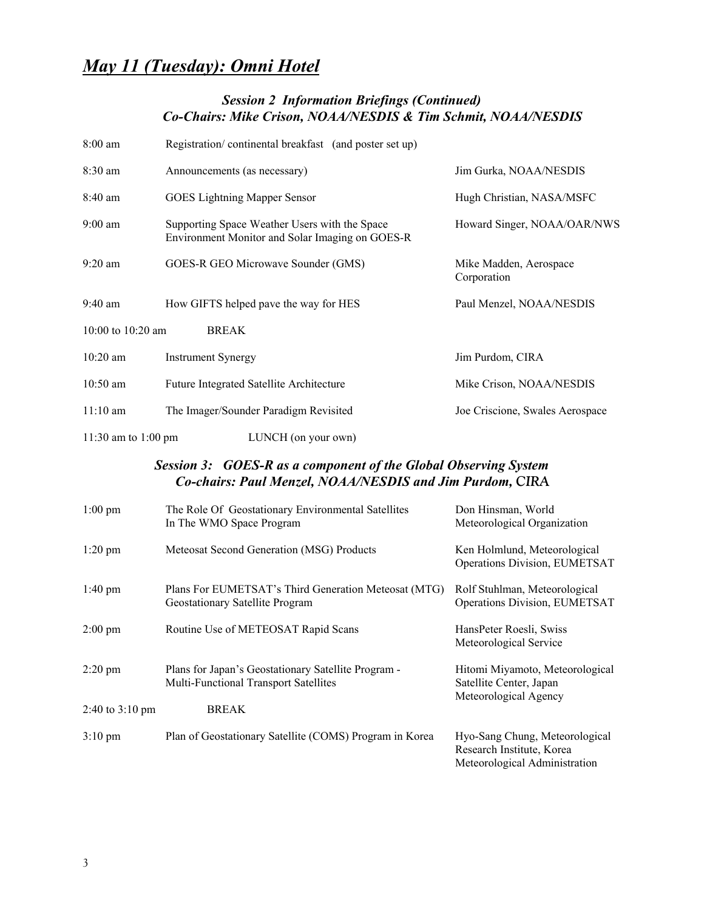# *May 11 (Tuesday): Omni Hotel*

### *Session 2 Information Briefings (Continued)*
### *Co-Chairs: Mike Crison, NOAA/NESDIS & Tim Schmit, NOAA/NESDIS*

| | | |
|---|---|---|
| 8:00 am | Registration/ continental breakfast (and poster set up) | |
| 8:30 am | Announcements (as necessary) | Jim Gurka, NOAA/NESDIS |
| 8:40 am | GOES Lightning Mapper Sensor | Hugh Christian, NASA/MSFC |
| 9:00 am | Supporting Space Weather Users with the Space Environment Monitor and Solar Imaging on GOES-R | Howard Singer, NOAA/OAR/NWS |
| 9:20 am | GOES-R GEO Microwave Sounder (GMS) | Mike Madden, Aerospace Corporation |
| 9:40 am | How GIFTS helped pave the way for HES | Paul Menzel, NOAA/NESDIS |
| 10:00 to 10:20 am | BREAK | |
| 10:20 am | Instrument Synergy | Jim Purdom, CIRA |
| 10:50 am | Future Integrated Satellite Architecture | Mike Crison, NOAA/NESDIS |
| 11:10 am | The Imager/Sounder Paradigm Revisited | Joe Criscione, Swales Aerospace |
| 11:30 am to 1:00 pm | LUNCH (on your own) | |

### *Session 3: GOES-R as a component of the Global Observing System*
### *Co-chairs: Paul Menzel, NOAA/NESDIS and Jim Purdom, CIRA*

| | | |
|---|---|---|
| 1:00 pm | The Role Of Geostationary Environmental Satellites In The WMO Space Program | Don Hinsman, World Meteorological Organization |
| 1:20 pm | Meteosat Second Generation (MSG) Products | Ken Holmlund, Meteorological Operations Division, EUMETSAT |
| 1:40 pm | Plans For EUMETSAT's Third Generation Meteosat (MTG) Geostationary Satellite Program | Rolf Stuhlman, Meteorological Operations Division, EUMETSAT |
| 2:00 pm | Routine Use of METEOSAT Rapid Scans | HansPeter Roesli, Swiss Meteorological Service |
| 2:20 pm | Plans for Japan's Geostationary Satellite Program - Multi-Functional Transport Satellites | Hitomi Miyamoto, Meteorological Satellite Center, Japan Meteorological Agency |
| 2:40 to 3:10 pm | BREAK | |
| 3:10 pm | Plan of Geostationary Satellite (COMS) Program in Korea | Hyo-Sang Chung, Meteorological Research Institute, Korea Meteorological Administration |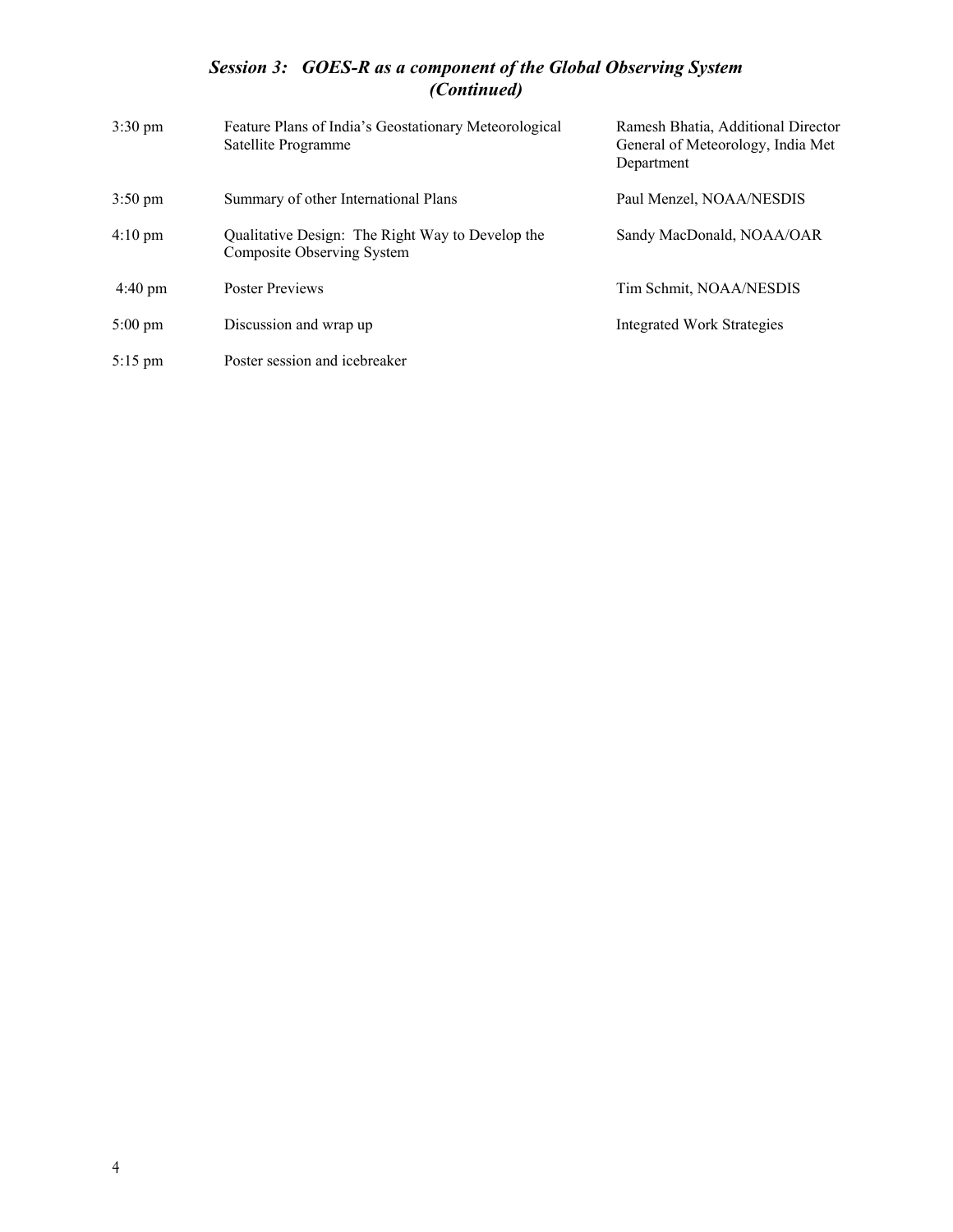## *Session 3: GOES-R as a component of the Global Observing System (Continued)*

| | | |
|---|---|---|
| 3:30 pm | Feature Plans of India's Geostationary Meteorological Satellite Programme | Ramesh Bhatia, Additional Director General of Meteorology, India Met Department |
| 3:50 pm | Summary of other International Plans | Paul Menzel, NOAA/NESDIS |
| 4:10 pm | Qualitative Design: The Right Way to Develop the Composite Observing System | Sandy MacDonald, NOAA/OAR |
| 4:40 pm | Poster Previews | Tim Schmit, NOAA/NESDIS |
| 5:00 pm | Discussion and wrap up | Integrated Work Strategies |
| 5:15 pm | Poster session and icebreaker | |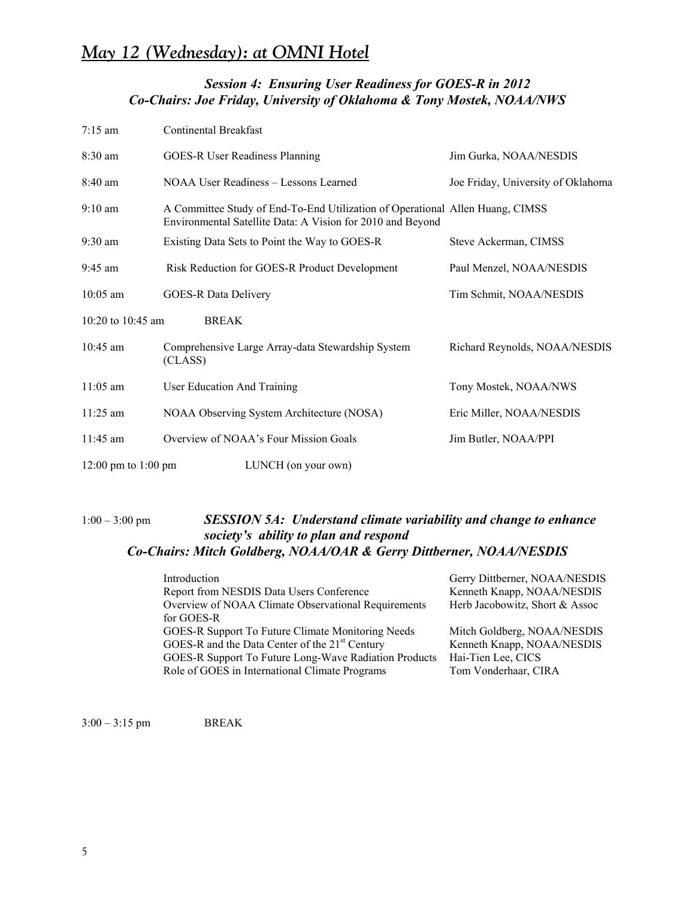## *May 12 (Wednesday): at OMNI Hotel*

### ***Session 4: Ensuring User Readiness for GOES-R in 2012***
### ***Co-Chairs: Joe Friday, University of Oklahoma & Tony Mostek, NOAA/NWS***

| | | |
|---|---|---|
| 7:15 am | Continental Breakfast | |
| 8:30 am | GOES-R User Readiness Planning | Jim Gurka, NOAA/NESDIS |
| 8:40 am | NOAA User Readiness – Lessons Learned | Joe Friday, University of Oklahoma |
| 9:10 am | A Committee Study of End-To-End Utilization of Operational Environmental Satellite Data: A Vision for 2010 and Beyond | Allen Huang, CIMSS |
| 9:30 am | Existing Data Sets to Point the Way to GOES-R | Steve Ackerman, CIMSS |
| 9:45 am | Risk Reduction for GOES-R Product Development | Paul Menzel, NOAA/NESDIS |
| 10:05 am | GOES-R Data Delivery | Tim Schmit, NOAA/NESDIS |
| 10:20 to 10:45 am | BREAK | |
| 10:45 am | Comprehensive Large Array-data Stewardship System (CLASS) | Richard Reynolds, NOAA/NESDIS |
| 11:05 am | User Education And Training | Tony Mostek, NOAA/NWS |
| 11:25 am | NOAA Observing System Architecture (NOSA) | Eric Miller, NOAA/NESDIS |
| 11:45 am | Overview of NOAA's Four Mission Goals | Jim Butler, NOAA/PPI |
| 12:00 pm to 1:00 pm | LUNCH (on your own) | |

1:00 – 3:00 pm ***SESSION 5A: Understand climate variability and change to enhance society's ability to plan and respond***
***Co-Chairs: Mitch Goldberg, NOAA/OAR & Gerry Dittberner, NOAA/NESDIS***

| | |
|---|---|
| Introduction | Gerry Dittberner, NOAA/NESDIS |
| Report from NESDIS Data Users Conference | Kenneth Knapp, NOAA/NESDIS |
| Overview of NOAA Climate Observational Requirements for GOES-R | Herb Jacobowitz, Short & Assoc |
| GOES-R Support To Future Climate Monitoring Needs | Mitch Goldberg, NOAA/NESDIS |
| GOES-R and the Data Center of the 21st Century | Kenneth Knapp, NOAA/NESDIS |
| GOES-R Support To Future Long-Wave Radiation Products | Hai-Tien Lee, CICS |
| Role of GOES in International Climate Programs | Tom Vonderhaar, CIRA |

3:00 – 3:15 pm BREAK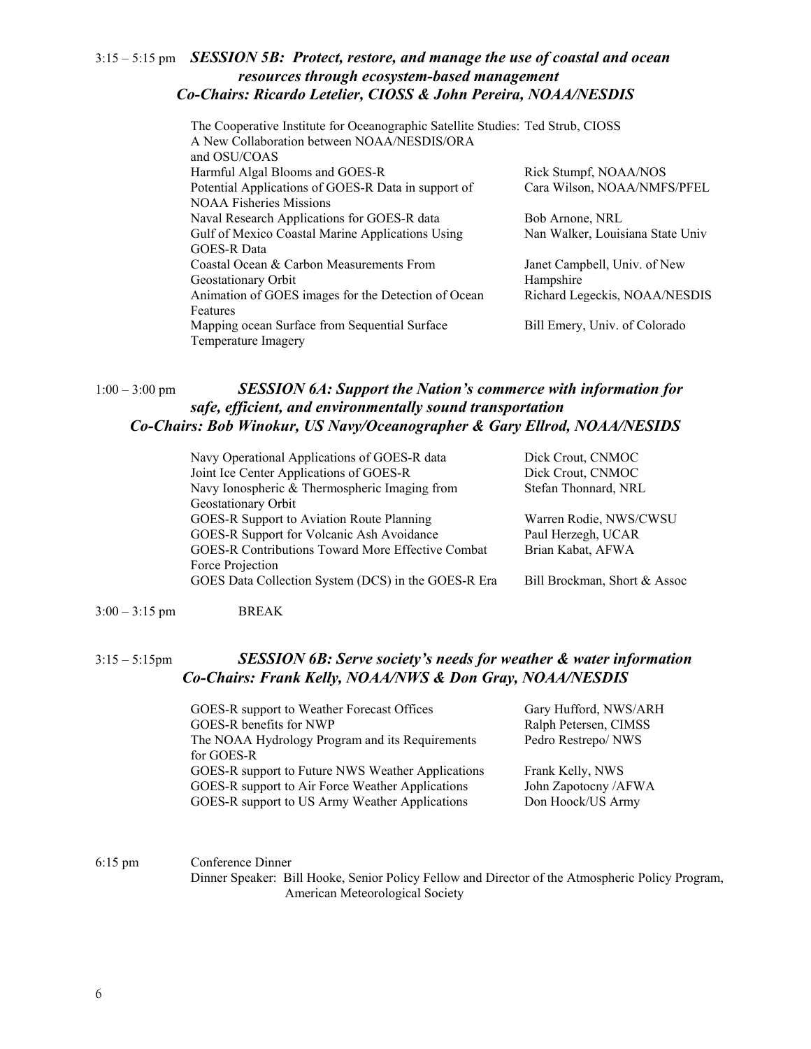3:15 – 5:15 pm ***SESSION 5B: Protect, restore, and manage the use of coastal and ocean resources through ecosystem-based management***
***Co-Chairs: Ricardo Letelier, CIOSS & John Pereira, NOAA/NESDIS***

| Title | Speaker |
|---|---|
| The Cooperative Institute for Oceanographic Satellite Studies: A New Collaboration between NOAA/NESDIS/ORA and OSU/COAS | Ted Strub, CIOSS |
| Harmful Algal Blooms and GOES-R | Rick Stumpf, NOAA/NOS |
| Potential Applications of GOES-R Data in support of NOAA Fisheries Missions | Cara Wilson, NOAA/NMFS/PFEL |
| Naval Research Applications for GOES-R data | Bob Arnone, NRL |
| Gulf of Mexico Coastal Marine Applications Using GOES-R Data | Nan Walker, Louisiana State Univ |
| Coastal Ocean & Carbon Measurements From Geostationary Orbit | Janet Campbell, Univ. of New Hampshire |
| Animation of GOES images for the Detection of Ocean Features | Richard Legeckis, NOAA/NESDIS |
| Mapping ocean Surface from Sequential Surface Temperature Imagery | Bill Emery, Univ. of Colorado |

1:00 – 3:00 pm ***SESSION 6A: Support the Nation's commerce with information for safe, efficient, and environmentally sound transportation***
***Co-Chairs: Bob Winokur, US Navy/Oceanographer & Gary Ellrod, NOAA/NESIDS***

| Title | Speaker |
|---|---|
| Navy Operational Applications of GOES-R data | Dick Crout, CNMOC |
| Joint Ice Center Applications of GOES-R | Dick Crout, CNMOC |
| Navy Ionospheric & Thermospheric Imaging from Geostationary Orbit | Stefan Thonnard, NRL |
| GOES-R Support to Aviation Route Planning | Warren Rodie, NWS/CWSU |
| GOES-R Support for Volcanic Ash Avoidance | Paul Herzegh, UCAR |
| GOES-R Contributions Toward More Effective Combat Force Projection | Brian Kabat, AFWA |
| GOES Data Collection System (DCS) in the GOES-R Era | Bill Brockman, Short & Assoc |

3:00 – 3:15 pm BREAK

3:15 – 5:15pm ***SESSION 6B: Serve society's needs for weather & water information***
***Co-Chairs: Frank Kelly, NOAA/NWS & Don Gray, NOAA/NESDIS***

| Title | Speaker |
|---|---|
| GOES-R support to Weather Forecast Offices | Gary Hufford, NWS/ARH |
| GOES-R benefits for NWP | Ralph Petersen, CIMSS |
| The NOAA Hydrology Program and its Requirements for GOES-R | Pedro Restrepo/ NWS |
| GOES-R support to Future NWS Weather Applications | Frank Kelly, NWS |
| GOES-R support to Air Force Weather Applications | John Zapotocny /AFWA |
| GOES-R support to US Army Weather Applications | Don Hoock/US Army |

6:15 pm Conference Dinner
Dinner Speaker: Bill Hooke, Senior Policy Fellow and Director of the Atmospheric Policy Program, American Meteorological Society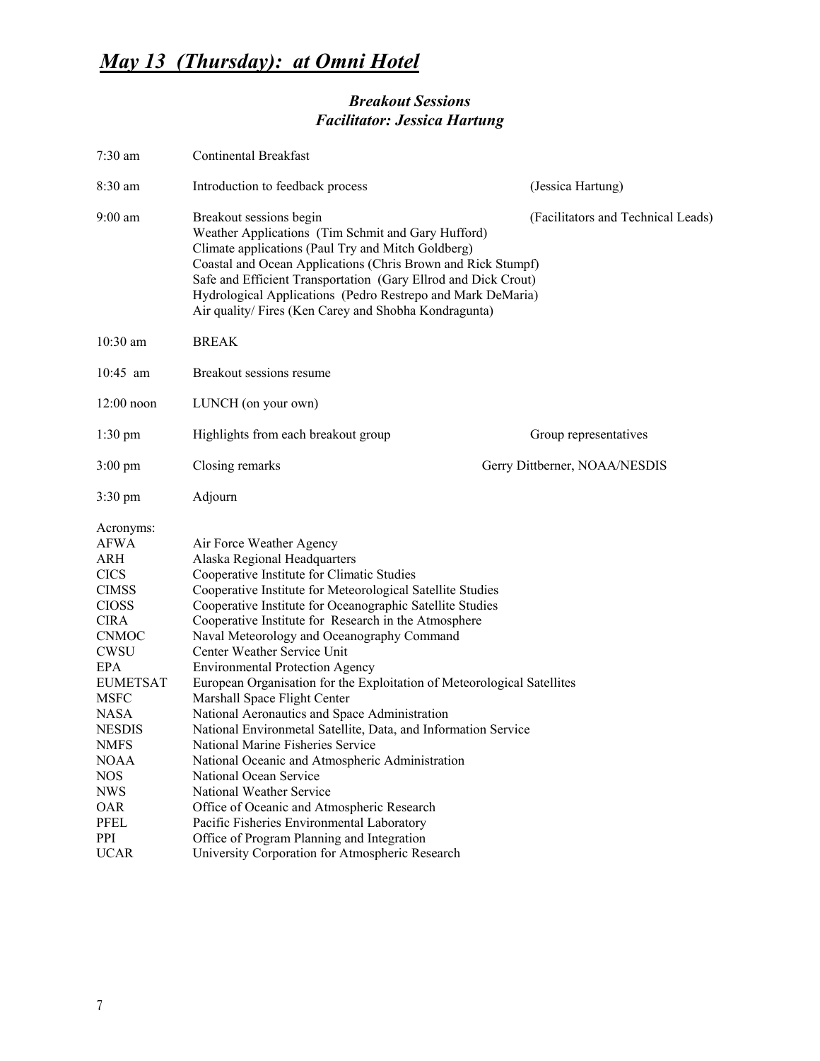# ***May 13 (Thursday): at Omni Hotel***

### ***Breakout Sessions***
### ***Facilitator: Jessica Hartung***

| | | |
|---|---|---|
| 7:30 am | Continental Breakfast | |
| 8:30 am | Introduction to feedback process | (Jessica Hartung) |
| 9:00 am | Breakout sessions begin<br>Weather Applications (Tim Schmit and Gary Hufford)<br>Climate applications (Paul Try and Mitch Goldberg)<br>Coastal and Ocean Applications (Chris Brown and Rick Stumpf)<br>Safe and Efficient Transportation (Gary Ellrod and Dick Crout)<br>Hydrological Applications (Pedro Restrepo and Mark DeMaria)<br>Air quality/ Fires (Ken Carey and Shobha Kondragunta) | (Facilitators and Technical Leads) |
| 10:30 am | BREAK | |
| 10:45 am | Breakout sessions resume | |
| 12:00 noon | LUNCH (on your own) | |
| 1:30 pm | Highlights from each breakout group | Group representatives |
| 3:00 pm | Closing remarks | Gerry Dittberner, NOAA/NESDIS |
| 3:30 pm | Adjourn | |

Acronyms:

| | |
|---|---|
| AFWA | Air Force Weather Agency |
| ARH | Alaska Regional Headquarters |
| CICS | Cooperative Institute for Climatic Studies |
| CIMSS | Cooperative Institute for Meteorological Satellite Studies |
| CIOSS | Cooperative Institute for Oceanographic Satellite Studies |
| CIRA | Cooperative Institute for Research in the Atmosphere |
| CNMOC | Naval Meteorology and Oceanography Command |
| CWSU | Center Weather Service Unit |
| EPA | Environmental Protection Agency |
| EUMETSAT | European Organisation for the Exploitation of Meteorological Satellites |
| MSFC | Marshall Space Flight Center |
| NASA | National Aeronautics and Space Administration |
| NESDIS | National Environmetal Satellite, Data, and Information Service |
| NMFS | National Marine Fisheries Service |
| NOAA | National Oceanic and Atmospheric Administration |
| NOS | National Ocean Service |
| NWS | National Weather Service |
| OAR | Office of Oceanic and Atmospheric Research |
| PFEL | Pacific Fisheries Environmental Laboratory |
| PPI | Office of Program Planning and Integration |
| UCAR | University Corporation for Atmospheric Research |